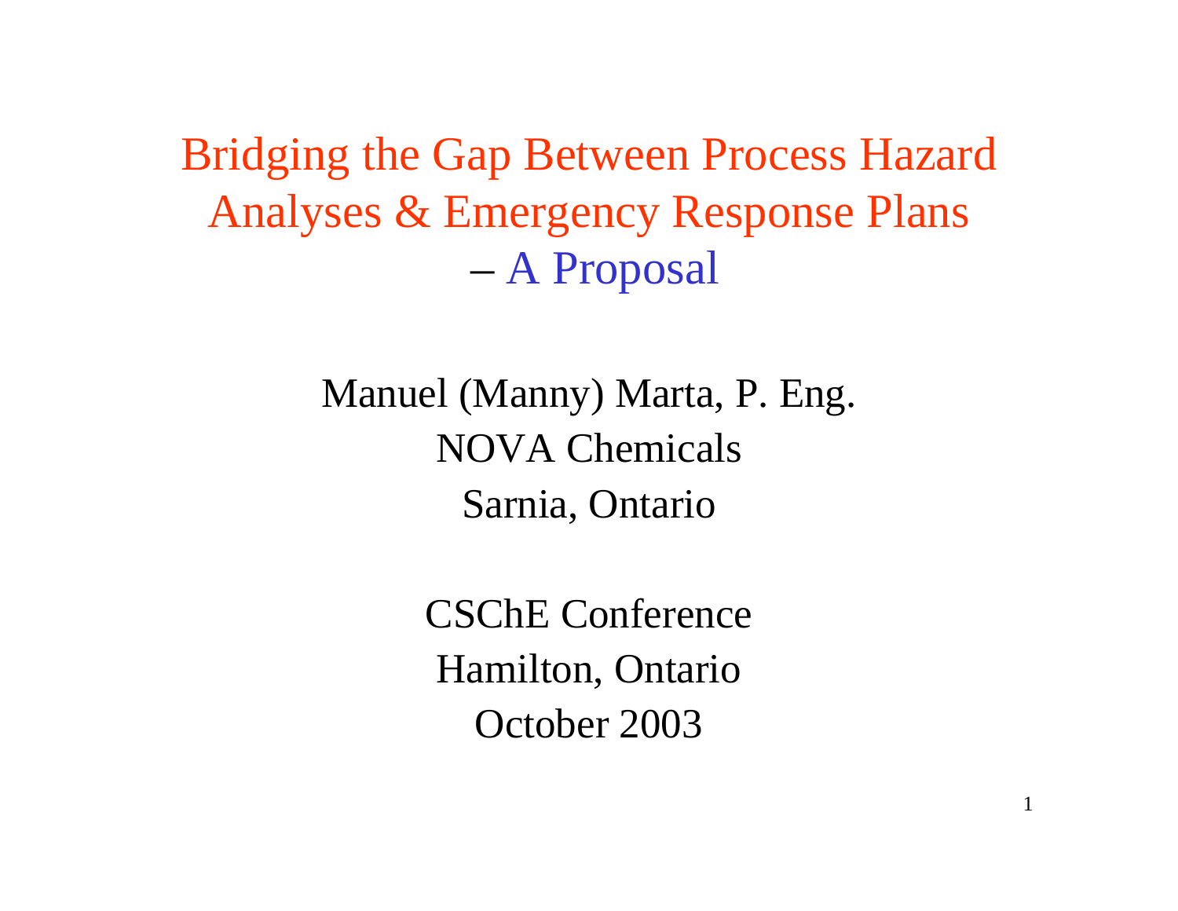# Bridging the Gap Between Process Hazard Analyses & Emergency Response Plans – A Proposal

Manuel (Manny) Marta, P. Eng.
NOVA Chemicals
Sarnia, Ontario

CSChE Conference
Hamilton, Ontario
October 2003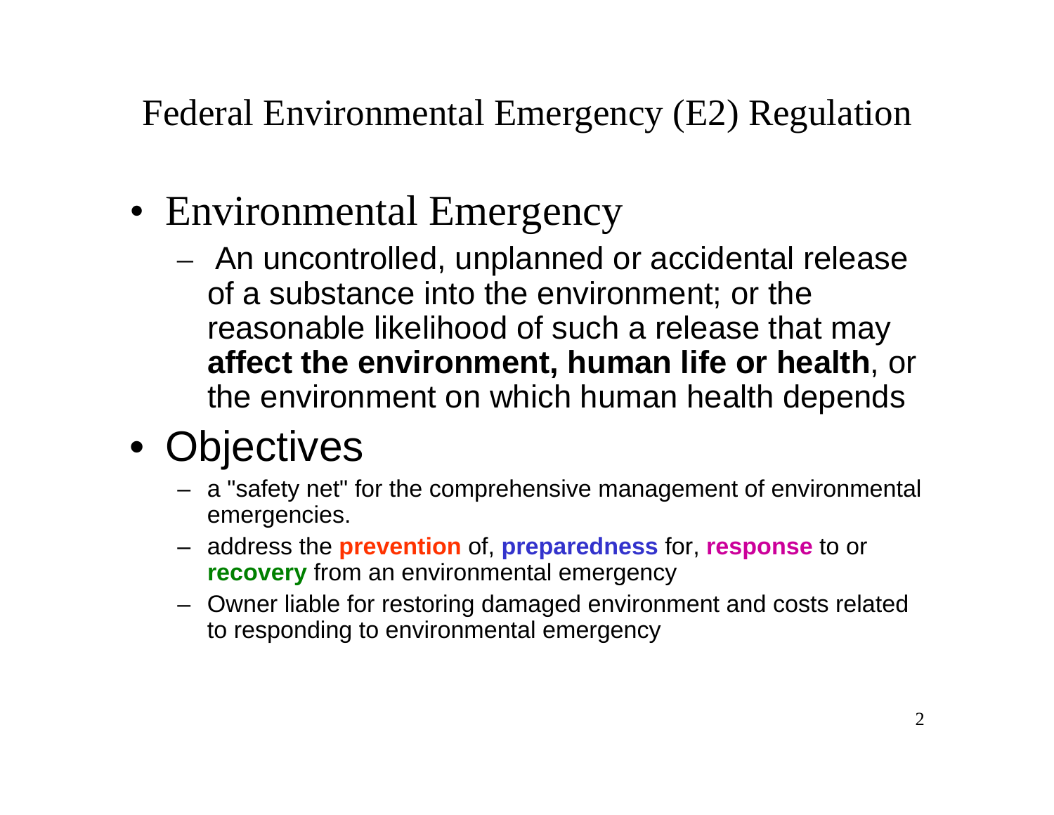# Federal Environmental Emergency (E2) Regulation

- Environmental Emergency
  - An uncontrolled, unplanned or accidental release of a substance into the environment; or the reasonable likelihood of such a release that may **affect the environment, human life or health**, or the environment on which human health depends
- Objectives
  - a "safety net" for the comprehensive management of environmental emergencies.
  - address the **prevention** of, **preparedness** for, **response** to or **recovery** from an environmental emergency
  - Owner liable for restoring damaged environment and costs related to responding to environmental emergency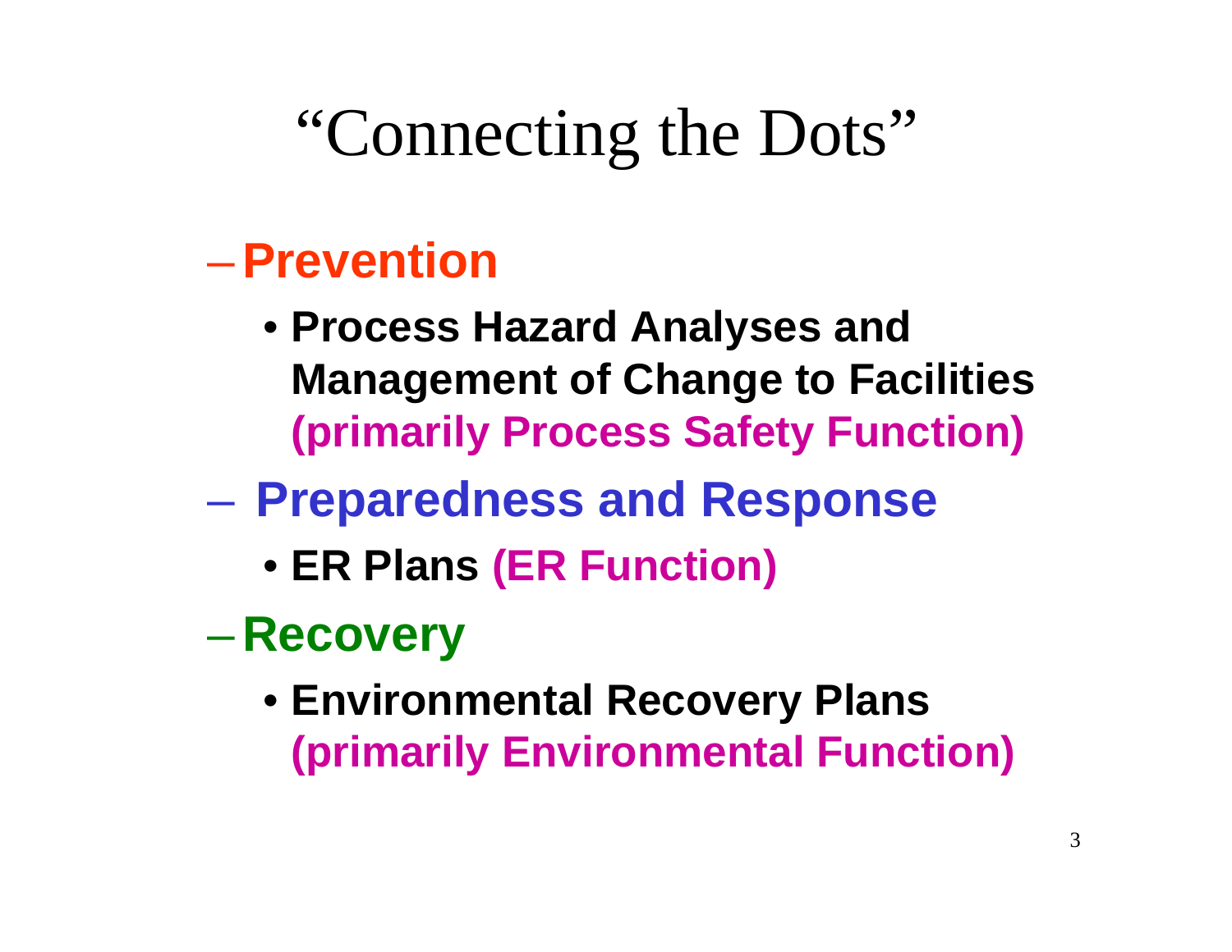# "Connecting the Dots"

- **Prevention**
  - **Process Hazard Analyses and Management of Change to Facilities (primarily Process Safety Function)**
- **Preparedness and Response**
  - **ER Plans (ER Function)**
- **Recovery**
  - **Environmental Recovery Plans (primarily Environmental Function)**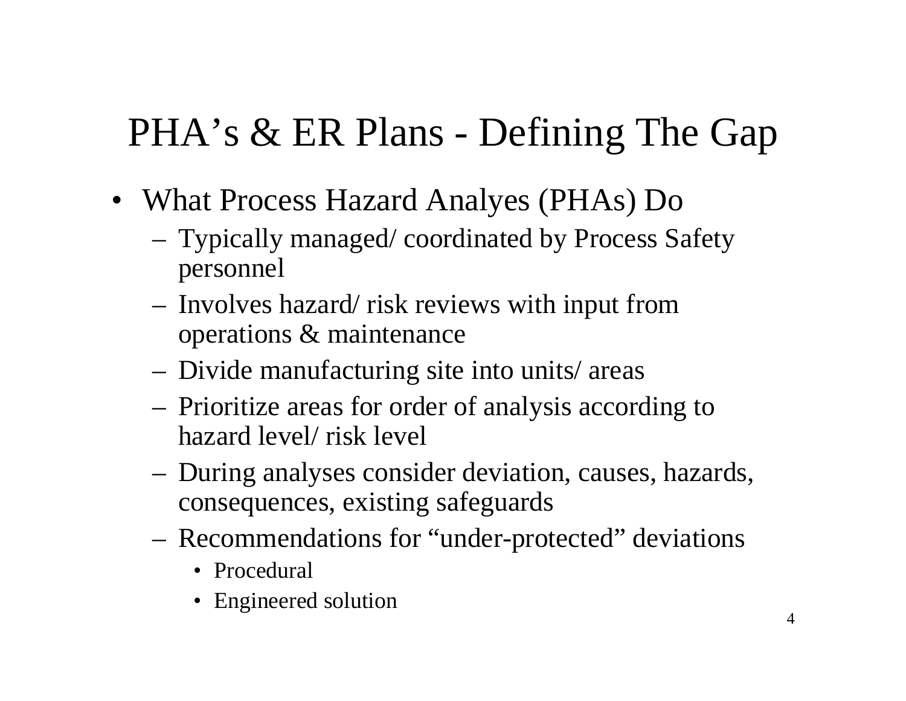# PHA's & ER Plans - Defining The Gap

- What Process Hazard Analyes (PHAs) Do
  - Typically managed/ coordinated by Process Safety personnel
  - Involves hazard/ risk reviews with input from operations & maintenance
  - Divide manufacturing site into units/ areas
  - Prioritize areas for order of analysis according to hazard level/ risk level
  - During analyses consider deviation, causes, hazards, consequences, existing safeguards
  - Recommendations for "under-protected" deviations
    - Procedural
    - Engineered solution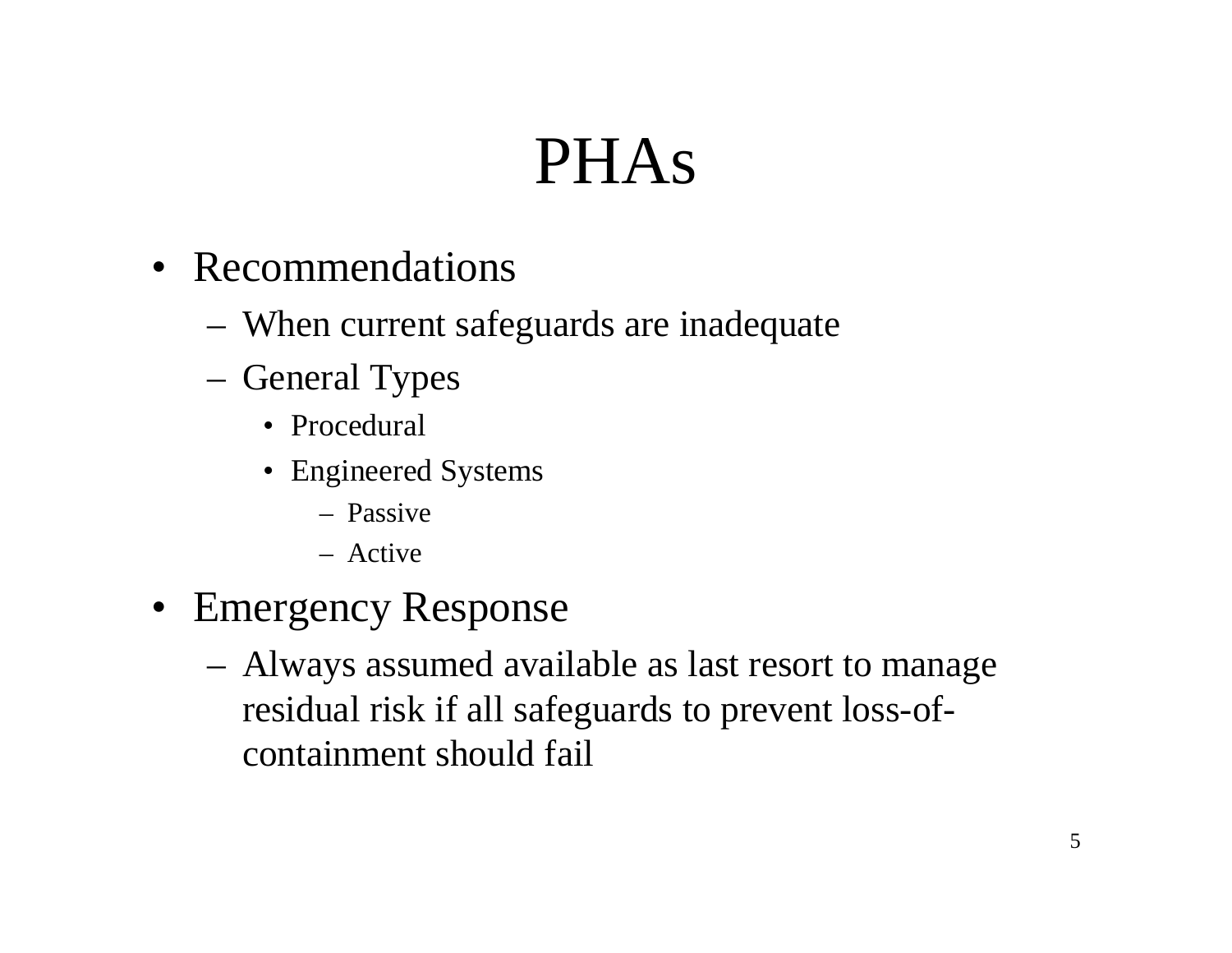# PHAs

- Recommendations
  - When current safeguards are inadequate
  - General Types
    - Procedural
    - Engineered Systems
      - Passive
      - Active
- Emergency Response
  - Always assumed available as last resort to manage residual risk if all safeguards to prevent loss-of-containment should fail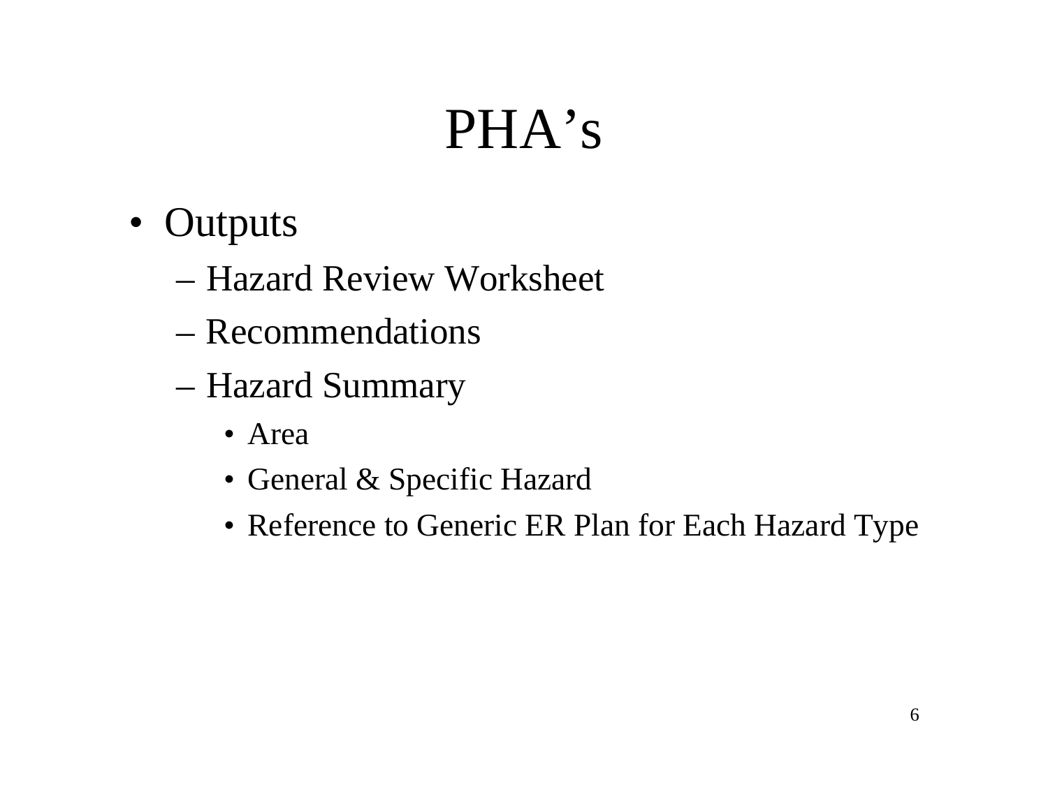# PHA's

- Outputs
  - Hazard Review Worksheet
  - Recommendations
  - Hazard Summary
    - Area
    - General & Specific Hazard
    - Reference to Generic ER Plan for Each Hazard Type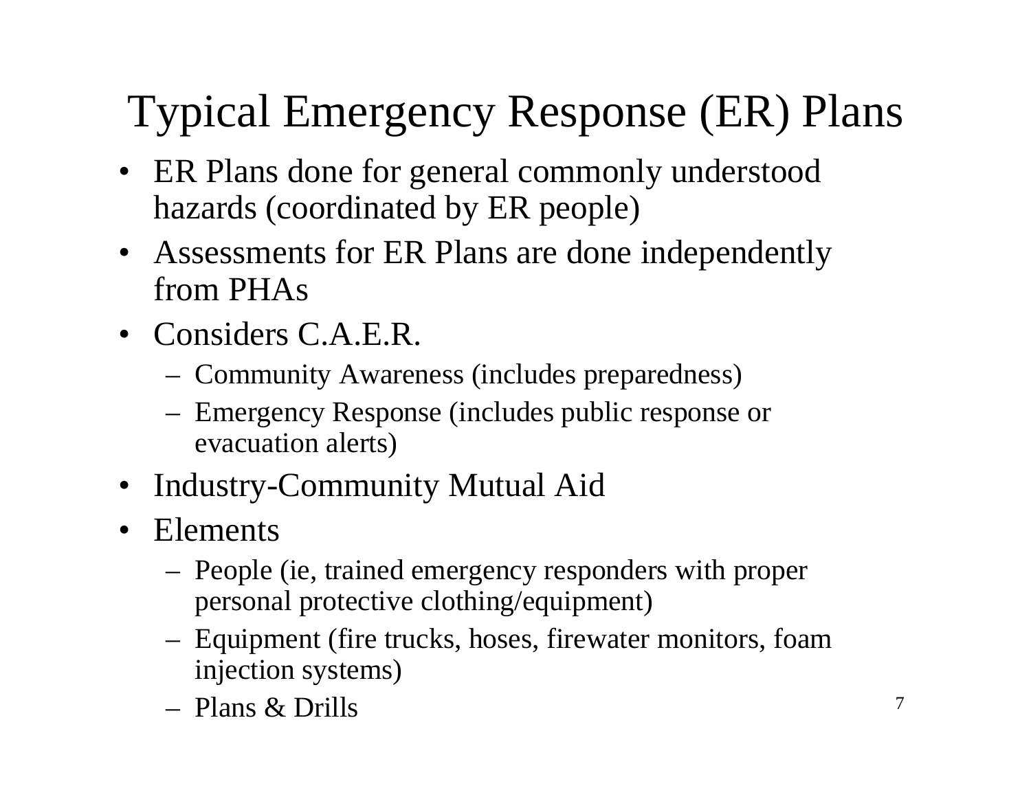# Typical Emergency Response (ER) Plans

- ER Plans done for general commonly understood hazards (coordinated by ER people)
- Assessments for ER Plans are done independently from PHAs
- Considers C.A.E.R.
  - Community Awareness (includes preparedness)
  - Emergency Response (includes public response or evacuation alerts)
- Industry-Community Mutual Aid
- Elements
  - People (ie, trained emergency responders with proper personal protective clothing/equipment)
  - Equipment (fire trucks, hoses, firewater monitors, foam injection systems)
  - Plans & Drills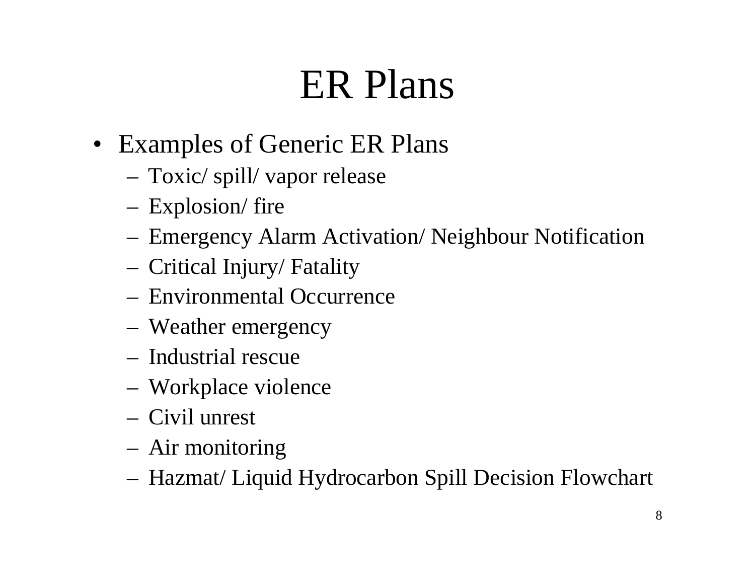# ER Plans

- Examples of Generic ER Plans
  - Toxic/ spill/ vapor release
  - Explosion/ fire
  - Emergency Alarm Activation/ Neighbour Notification
  - Critical Injury/ Fatality
  - Environmental Occurrence
  - Weather emergency
  - Industrial rescue
  - Workplace violence
  - Civil unrest
  - Air monitoring
  - Hazmat/ Liquid Hydrocarbon Spill Decision Flowchart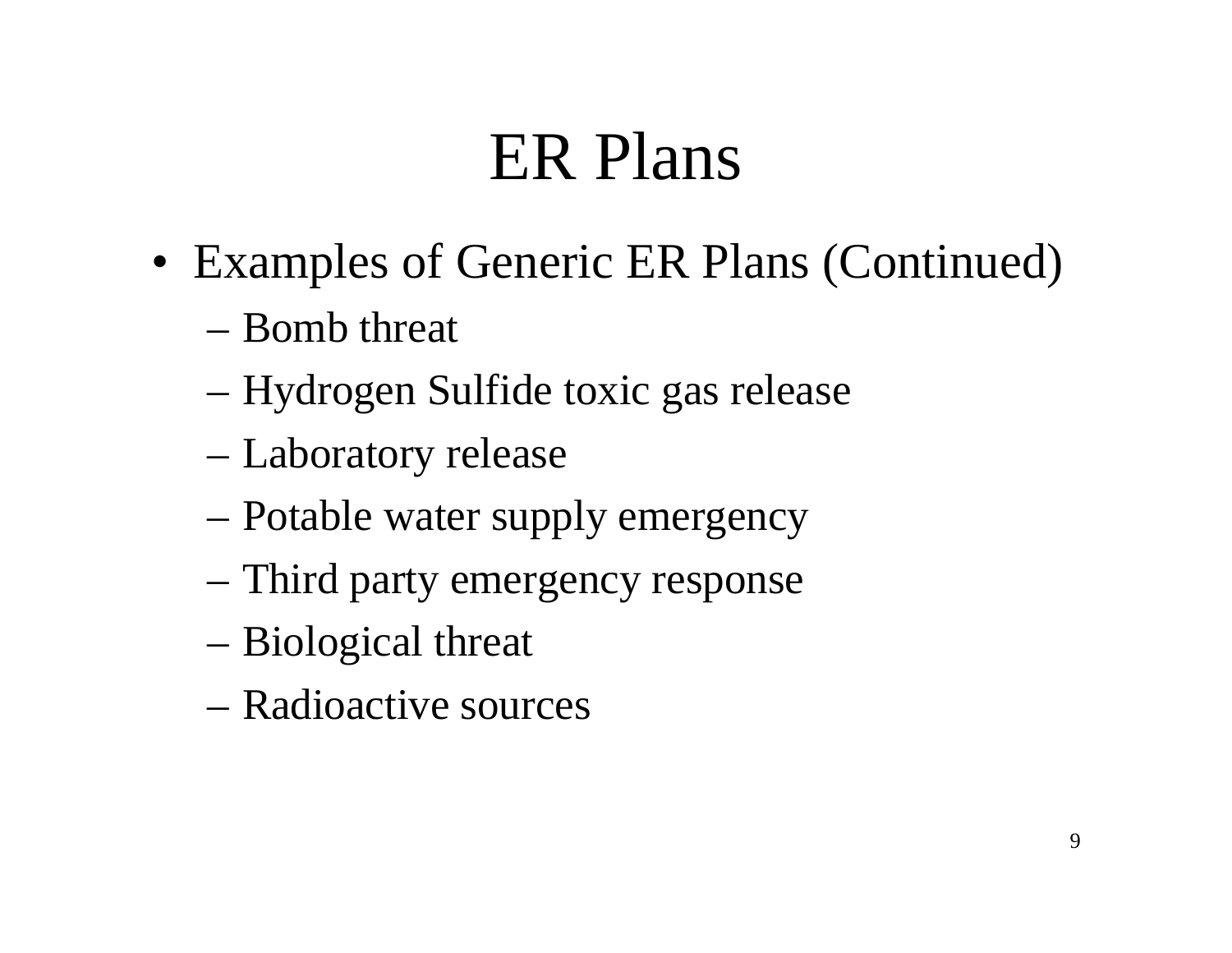# ER Plans

- Examples of Generic ER Plans (Continued)
  - Bomb threat
  - Hydrogen Sulfide toxic gas release
  - Laboratory release
  - Potable water supply emergency
  - Third party emergency response
  - Biological threat
  - Radioactive sources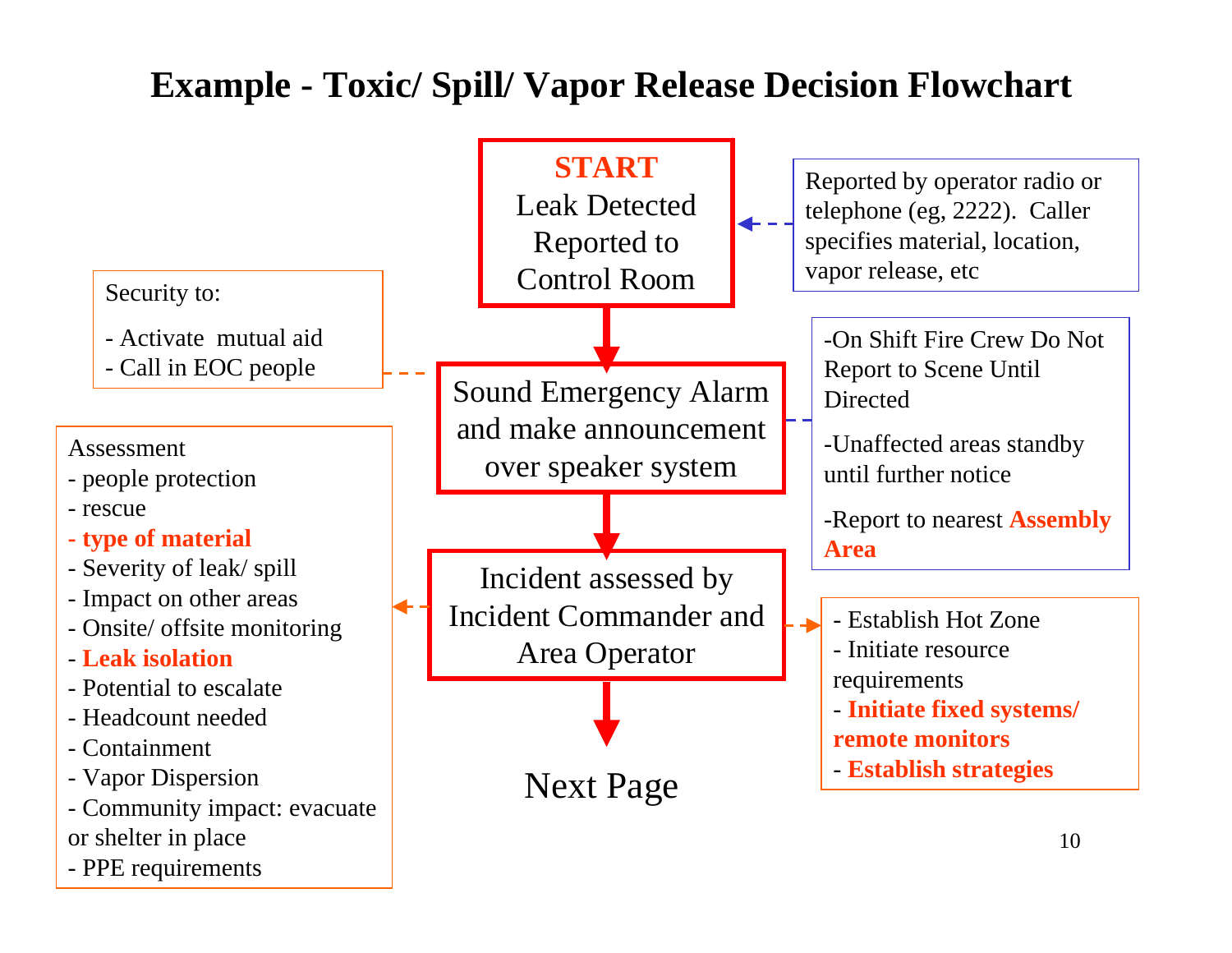# Example - Toxic/ Spill/ Vapor Release Decision Flowchart

**START**
Leak Detected Reported to Control Room

Reported by operator radio or telephone (eg, 2222). Caller specifies material, location, vapor release, etc

↓

**Sound Emergency Alarm and make announcement over speaker system**

Security to:

- Activate mutual aid
- Call in EOC people

-On Shift Fire Crew Do Not Report to Scene Until Directed

-Unaffected areas standby until further notice

-Report to nearest **Assembly Area**

↓

**Incident assessed by Incident Commander and Area Operator**

Assessment

- people protection
- rescue
- **type of material**
- Severity of leak/ spill
- Impact on other areas
- Onsite/ offsite monitoring
- **Leak isolation**
- Potential to escalate
- Headcount needed
- Containment
- Vapor Dispersion
- Community impact: evacuate or shelter in place
- PPE requirements

- Establish Hot Zone
- Initiate resource requirements
- **Initiate fixed systems/ remote monitors**
- **Establish strategies**

↓

Next Page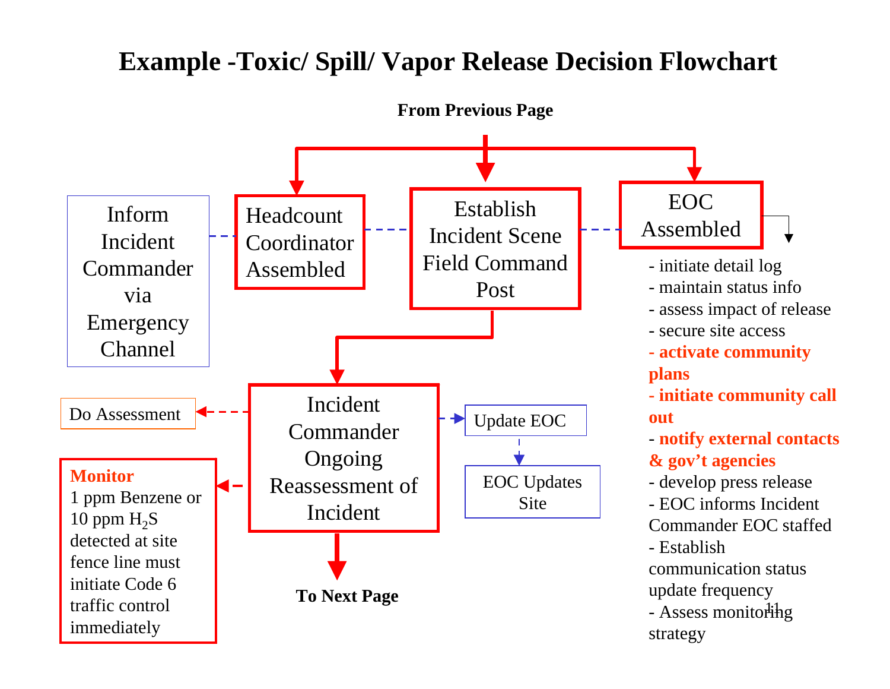# Example -Toxic/ Spill/ Vapor Release Decision Flowchart

**From Previous Page**

Inform Incident Commander via Emergency Channel

Headcount Coordinator Assembled

Establish Incident Scene Field Command Post

EOC Assembled

- initiate detail log
- maintain status info
- assess impact of release
- secure site access
- **activate community plans**
- **initiate community call out**
- **notify external contacts & gov't agencies**
- develop press release
- EOC informs Incident Commander EOC staffed
- Establish communication status update frequency
- Assess monitoring strategy

Do Assessment

Incident Commander Ongoing Reassessment of Incident

Update EOC

EOC Updates Site

**Monitor**
1 ppm Benzene or 10 ppm $H_2S$ detected at site fence line must initiate Code 6 traffic control immediately

**To Next Page**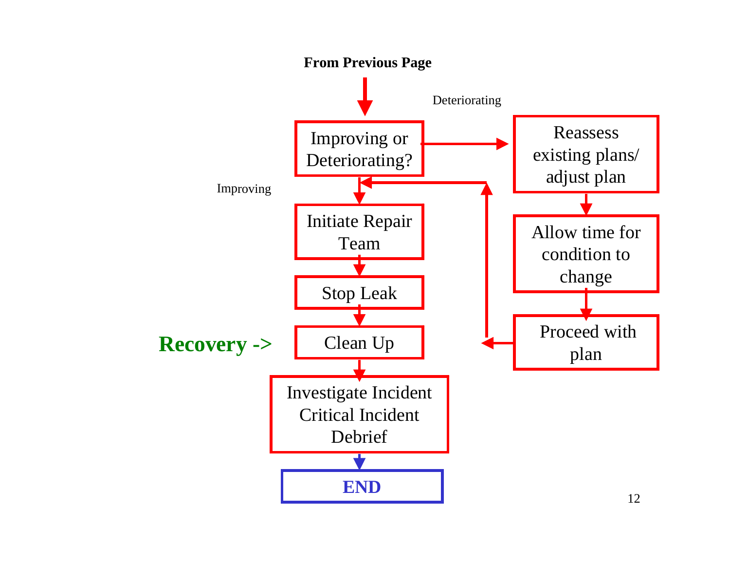**From Previous Page**

Improving or Deteriorating?

- Improving → Initiate Repair Team → Stop Leak → Clean Up → Investigate Incident Critical Incident Debrief → **END**
- Deteriorating → Reassess existing plans/ adjust plan → Allow time for condition to change → Proceed with plan → (return to Improving or Deteriorating?)

**Recovery ->** Clean Up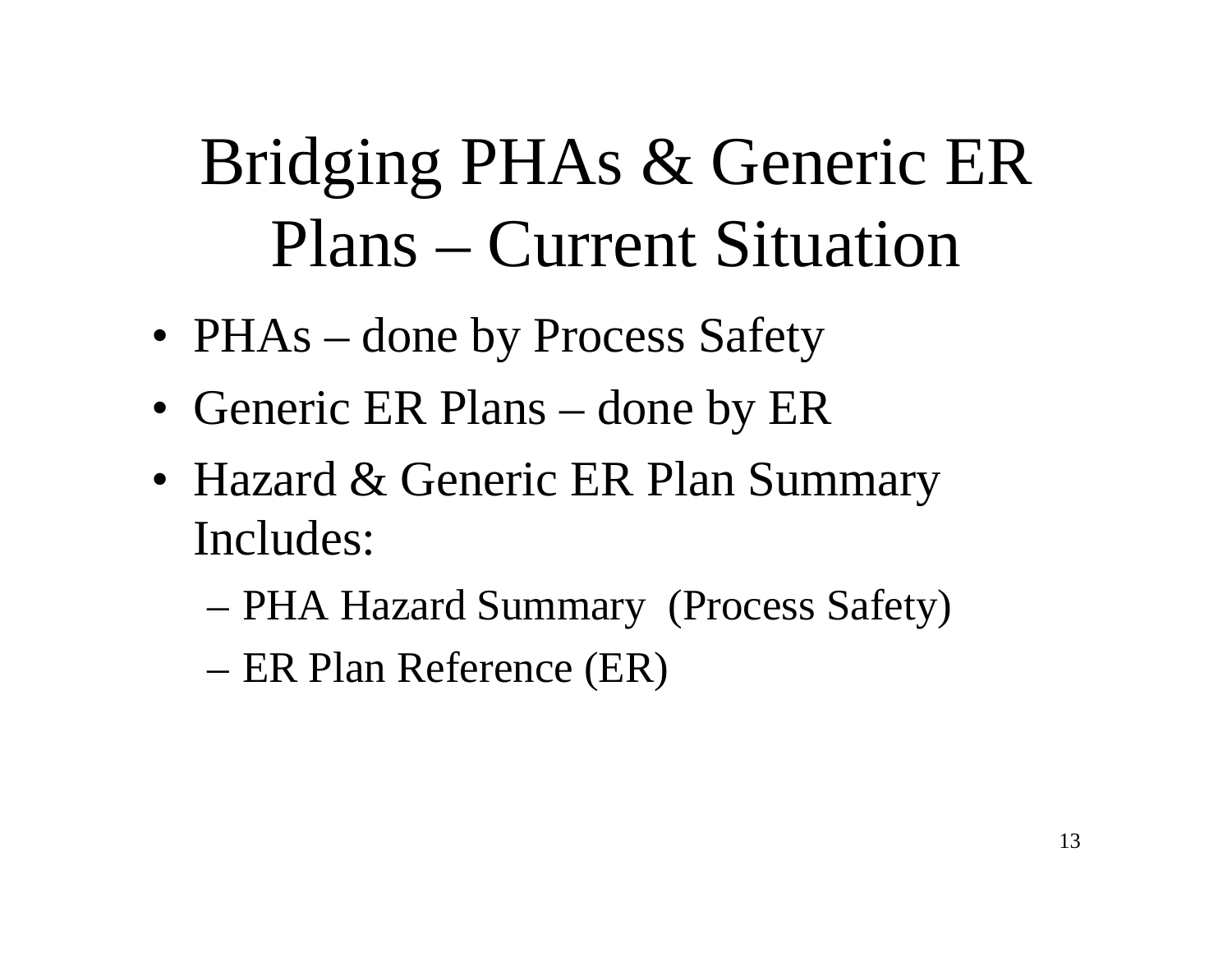# Bridging PHAs & Generic ER Plans – Current Situation

- PHAs – done by Process Safety
- Generic ER Plans – done by ER
- Hazard & Generic ER Plan Summary Includes:
  - PHA Hazard Summary (Process Safety)
  - ER Plan Reference (ER)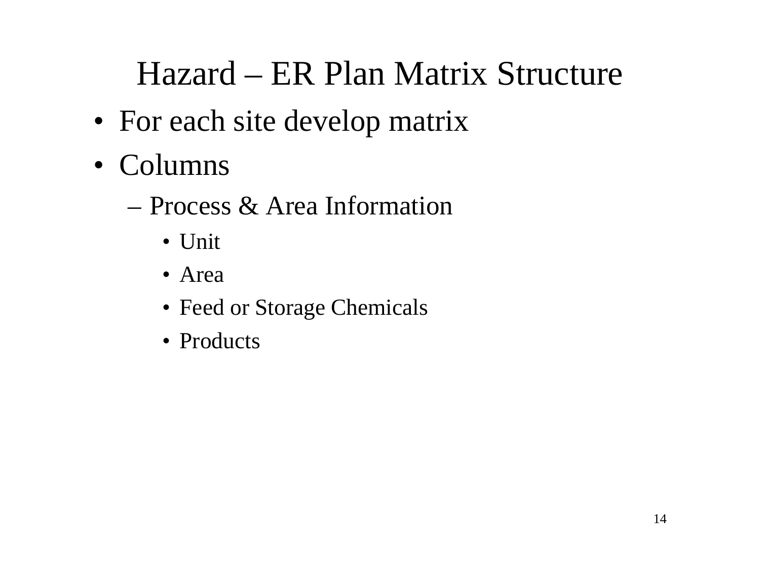# Hazard – ER Plan Matrix Structure

- For each site develop matrix
- Columns
  - Process & Area Information
    - Unit
    - Area
    - Feed or Storage Chemicals
    - Products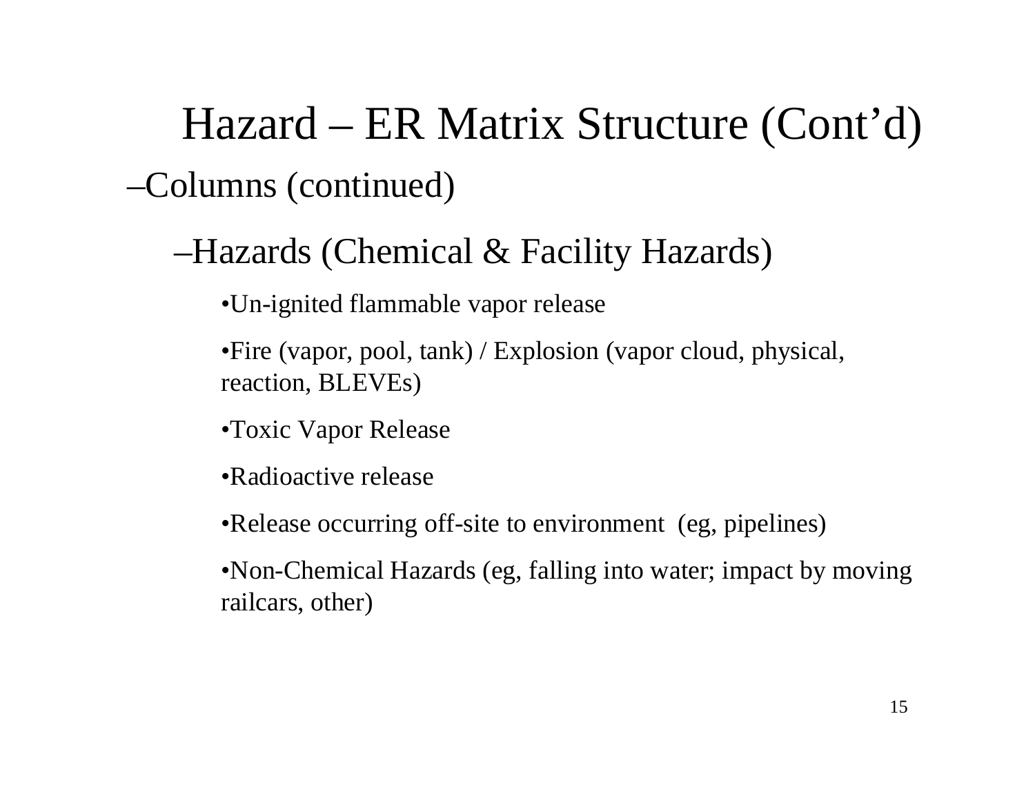# Hazard – ER Matrix Structure (Cont'd)

–Columns (continued)

–Hazards (Chemical & Facility Hazards)

- Un-ignited flammable vapor release
- Fire (vapor, pool, tank) / Explosion (vapor cloud, physical, reaction, BLEVEs)
- Toxic Vapor Release
- Radioactive release
- Release occurring off-site to environment (eg, pipelines)
- Non-Chemical Hazards (eg, falling into water; impact by moving railcars, other)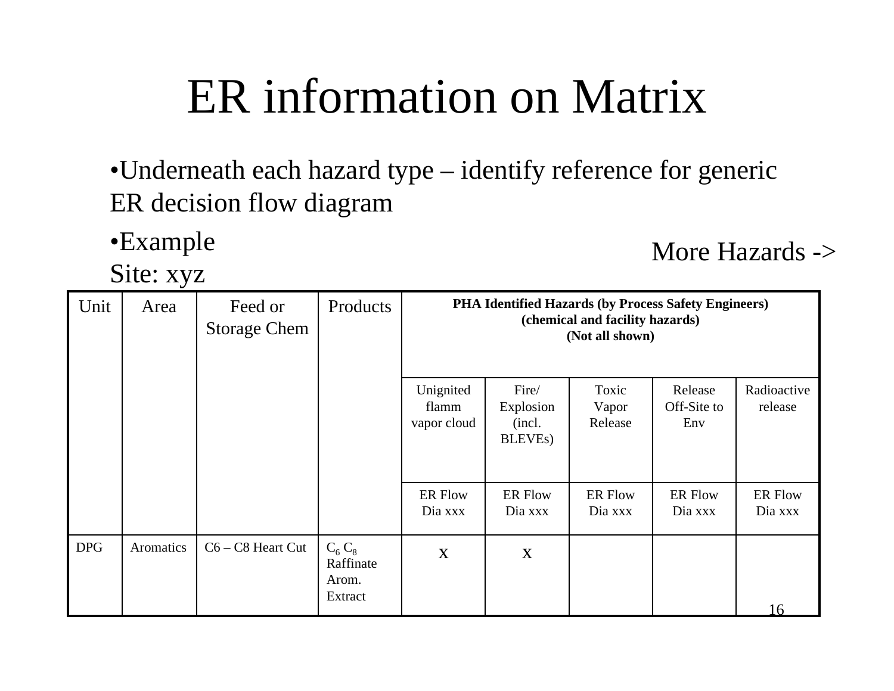# ER information on Matrix

- Underneath each hazard type – identify reference for generic ER decision flow diagram
- Example
  Site: xyz

More Hazards ->

| Unit | Area | Feed or Storage Chem | Products | **PHA Identified Hazards (by Process Safety Engineers) (chemical and facility hazards) (Not all shown)** | | | | |
|---|---|---|---|---|---|---|---|---|
| | | | | Unignited flamm vapor cloud | Fire/ Explosion (incl. BLEVEs) | Toxic Vapor Release | Release Off-Site to Env | Radioactive release |
| | | | | ER Flow Dia xxx | ER Flow Dia xxx | ER Flow Dia xxx | ER Flow Dia xxx | ER Flow Dia xxx |
| DPG | Aromatics | C6 – C8 Heart Cut | $C_6$ $C_8$ Raffinate Arom. Extract | x | x | | | |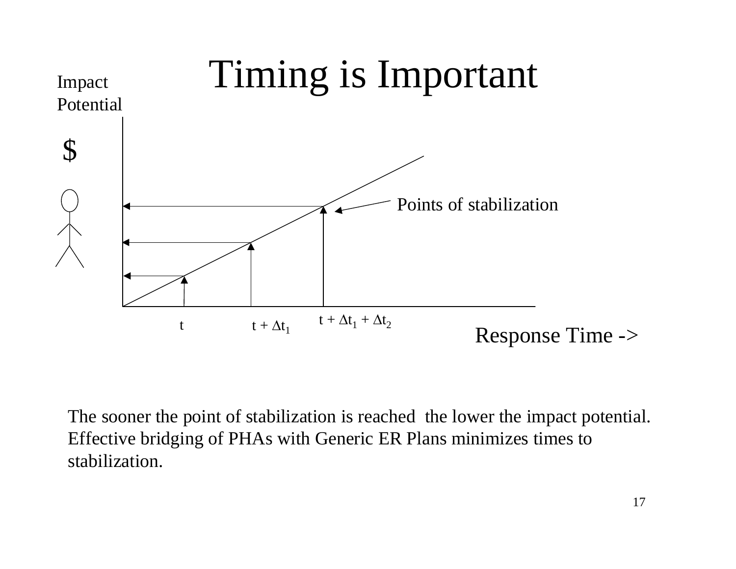# Timing is Important

Impact Potential

$

Points of stabilization

t

$t + \Delta t_1$

$t + \Delta t_1 + \Delta t_2$

Response Time ->

The sooner the point of stabilization is reached the lower the impact potential. Effective bridging of PHAs with Generic ER Plans minimizes times to stabilization.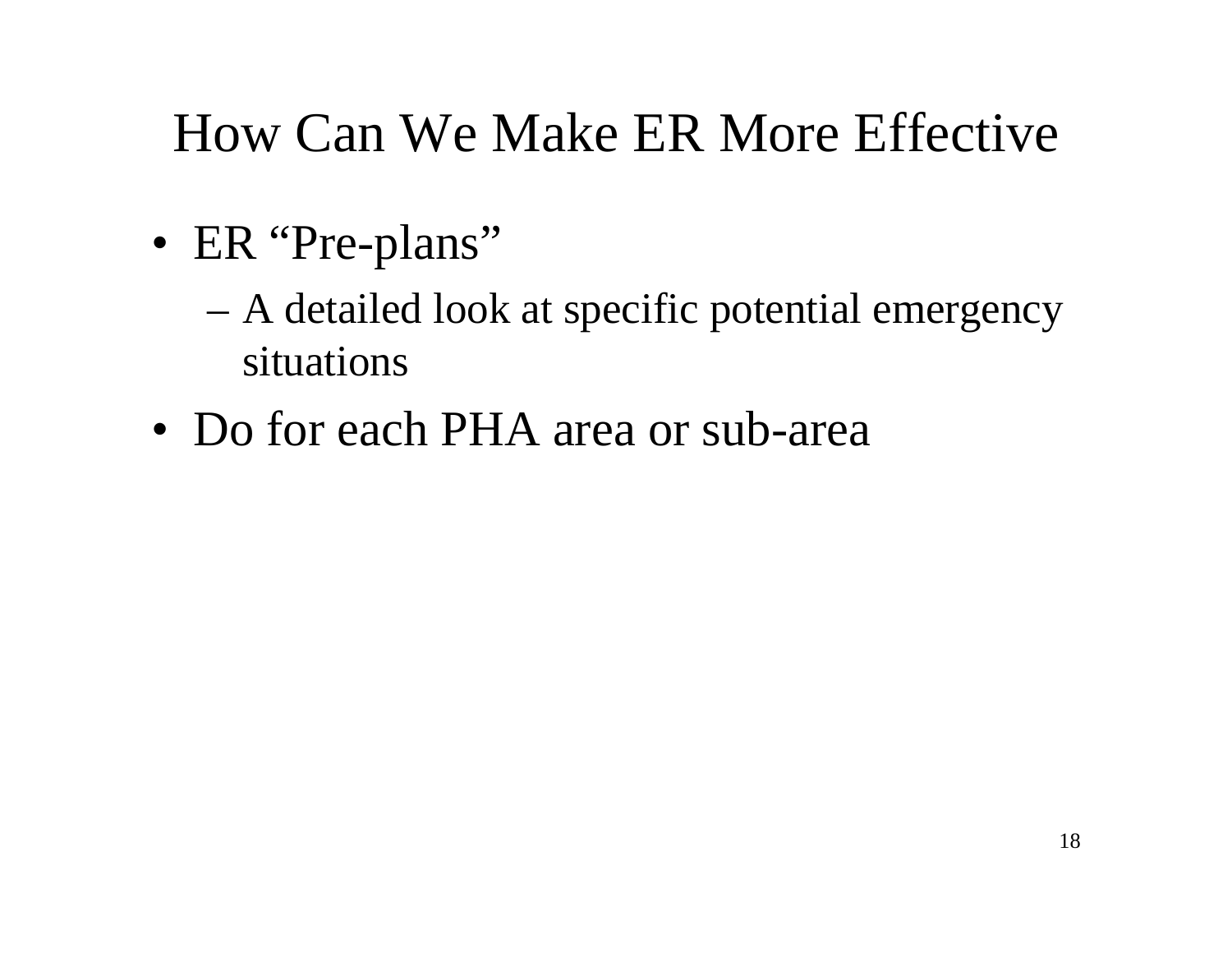# How Can We Make ER More Effective

- ER “Pre-plans”
  - A detailed look at specific potential emergency situations
- Do for each PHA area or sub-area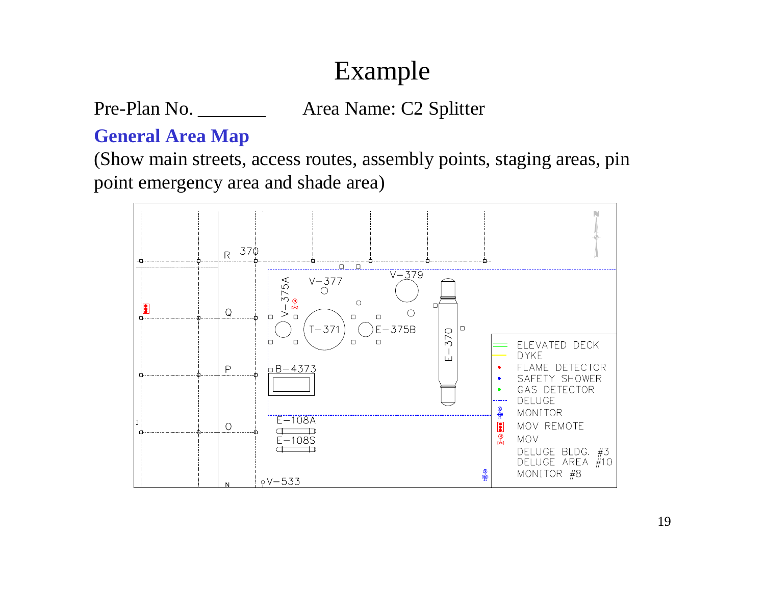# Example

Pre-Plan No. ________ Area Name: C2 Splitter

**General Area Map**

(Show main streets, access routes, assembly points, staging areas, pin point emergency area and shade area)

R 370

V-375A V-377 V-379

Q

T-371 E-375B

E-370

P

B-4373

O

E-108A

E-108S

N

V-533

| Legend |
| --- |
| ELEVATED DECK |
| DYKE |
| FLAME DETECTOR |
| SAFETY SHOWER |
| GAS DETECTOR |
| DELUGE |
| MONITOR |
| MOV REMOTE |
| MOV |

DELUGE BLDG. #3
DELUGE AREA #10
MONITOR #8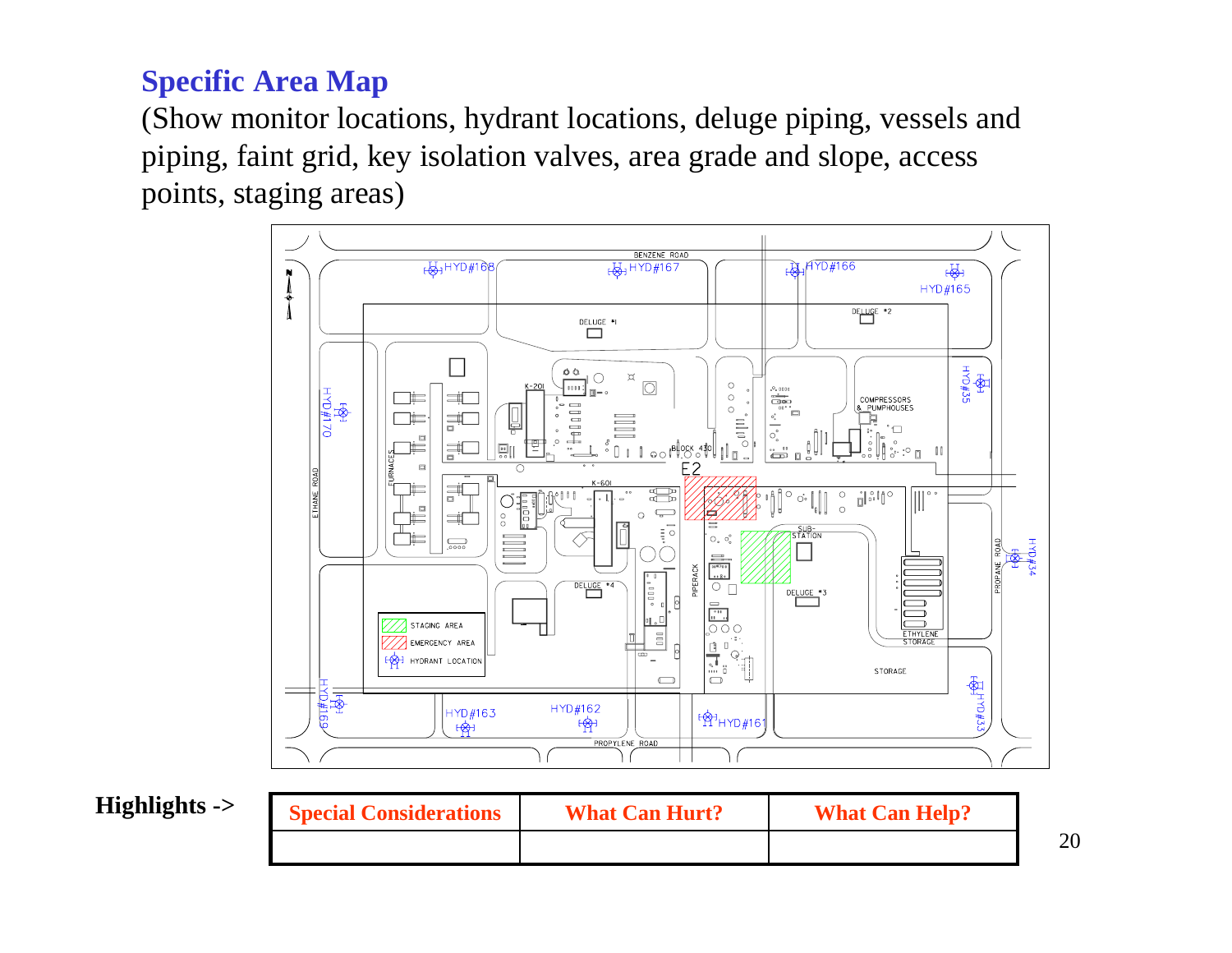## Specific Area Map

(Show monitor locations, hydrant locations, deluge piping, vessels and piping, faint grid, key isolation valves, area grade and slope, access points, staging areas)

**Highlights ->**

| Special Considerations | What Can Hurt? | What Can Help? |
|---|---|---|
| | | |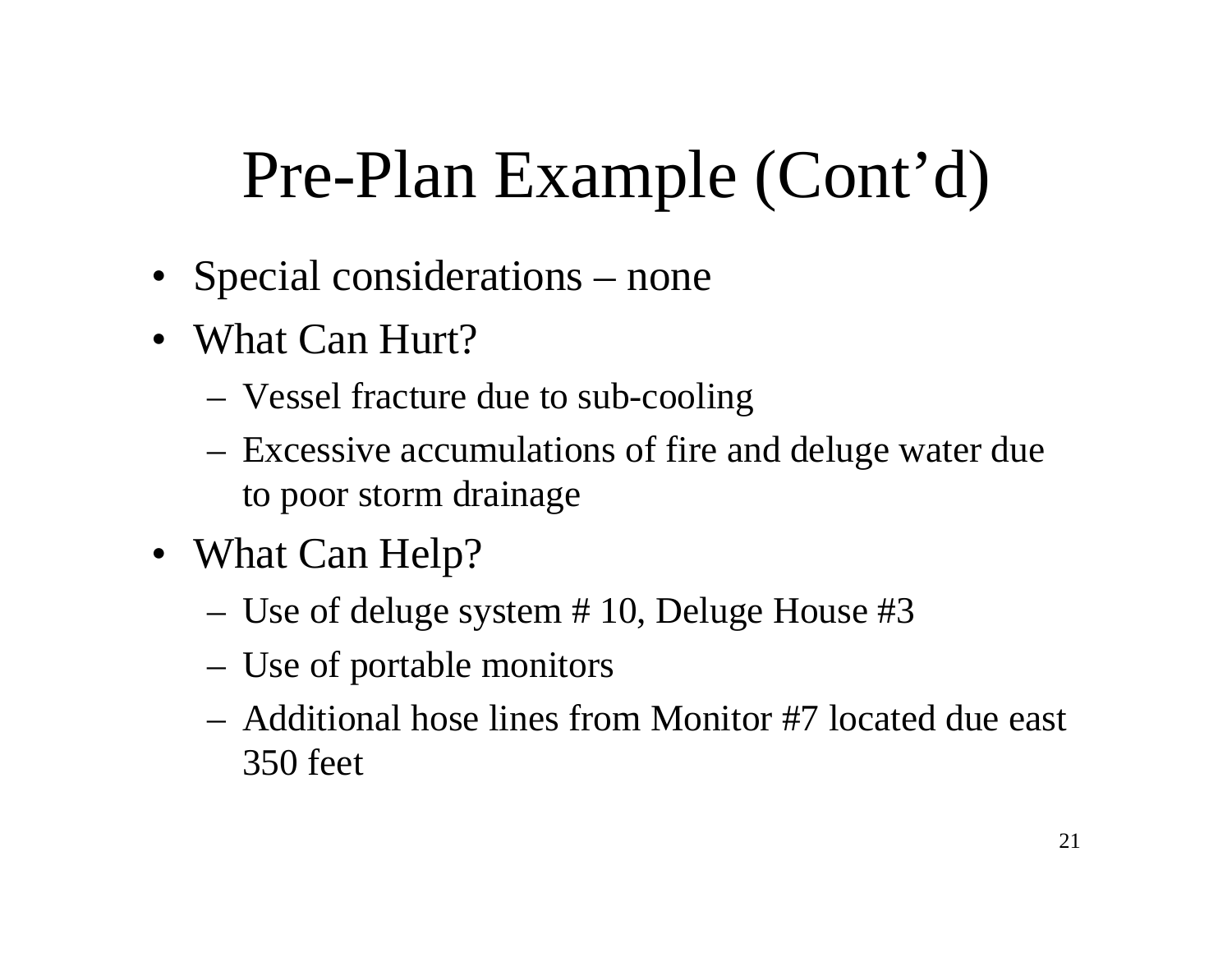# Pre-Plan Example (Cont'd)

- Special considerations – none
- What Can Hurt?
  - Vessel fracture due to sub-cooling
  - Excessive accumulations of fire and deluge water due to poor storm drainage
- What Can Help?
  - Use of deluge system # 10, Deluge House #3
  - Use of portable monitors
  - Additional hose lines from Monitor #7 located due east 350 feet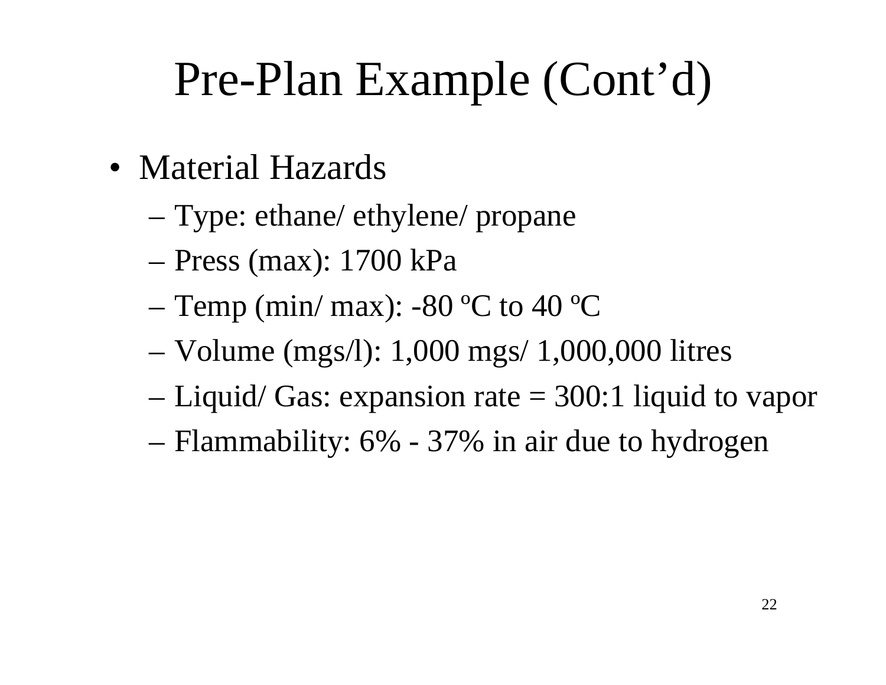# Pre-Plan Example (Cont'd)

- Material Hazards
  - Type: ethane/ ethylene/ propane
  - Press (max): 1700 kPa
  - Temp (min/ max): -80 ºC to 40 ºC
  - Volume (mgs/l): 1,000 mgs/ 1,000,000 litres
  - Liquid/ Gas: expansion rate = 300:1 liquid to vapor
  - Flammability: 6% - 37% in air due to hydrogen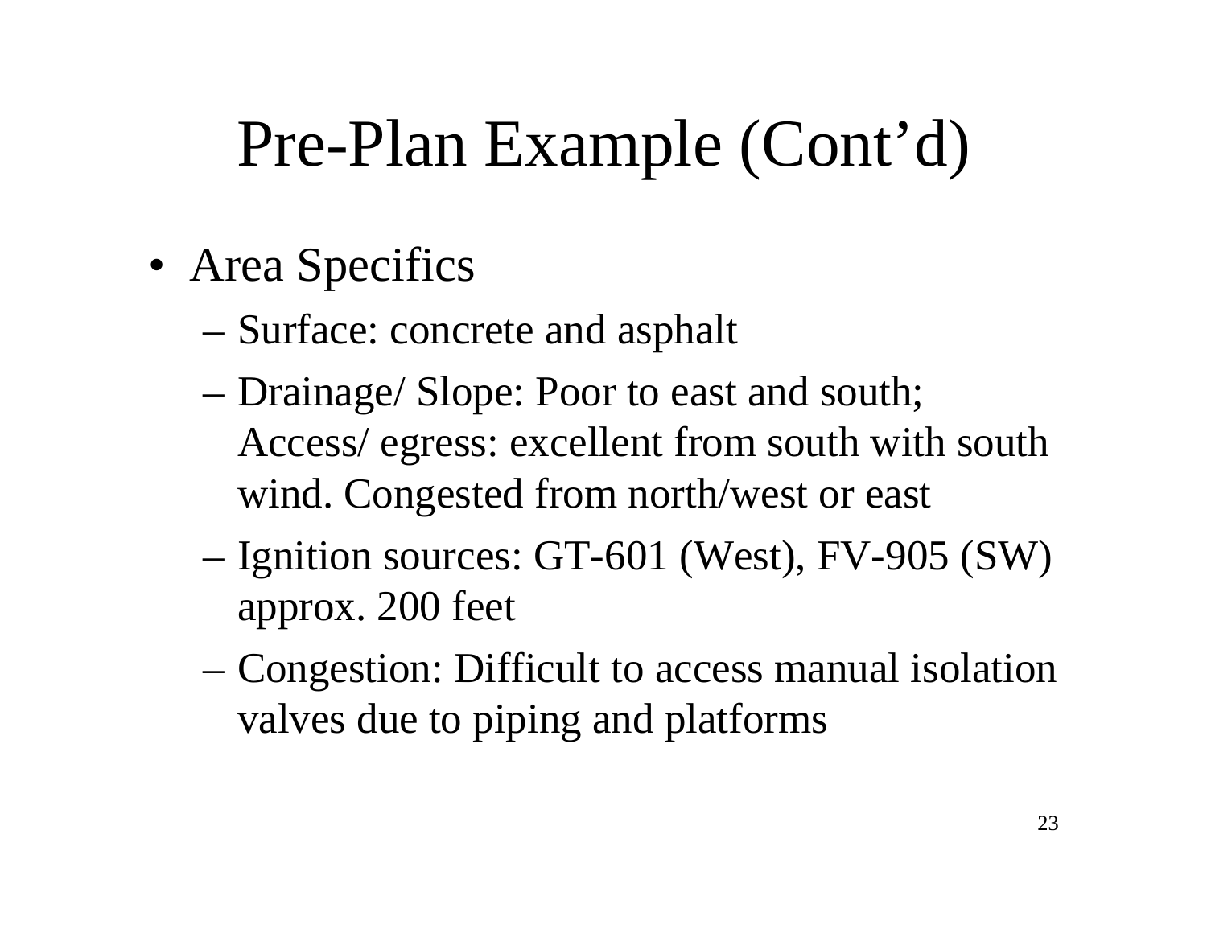# Pre-Plan Example (Cont'd)

- Area Specifics
  - Surface: concrete and asphalt
  - Drainage/ Slope: Poor to east and south; Access/ egress: excellent from south with south wind. Congested from north/west or east
  - Ignition sources: GT-601 (West), FV-905 (SW) approx. 200 feet
  - Congestion: Difficult to access manual isolation valves due to piping and platforms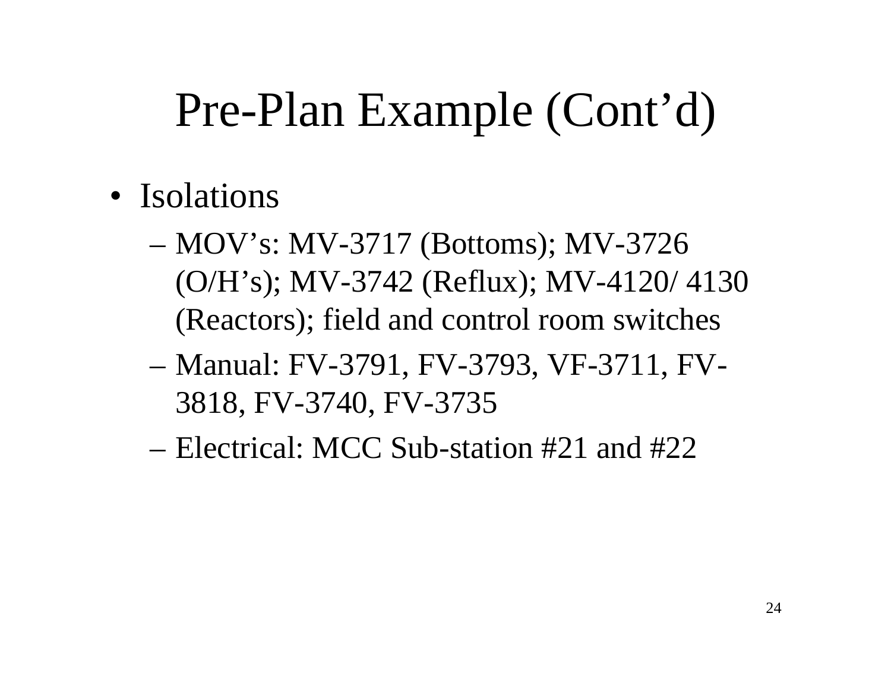# Pre-Plan Example (Cont’d)

- Isolations
  - MOV’s: MV-3717 (Bottoms); MV-3726 (O/H’s); MV-3742 (Reflux); MV-4120/ 4130 (Reactors); field and control room switches
  - Manual: FV-3791, FV-3793, VF-3711, FV-3818, FV-3740, FV-3735
  - Electrical: MCC Sub-station #21 and #22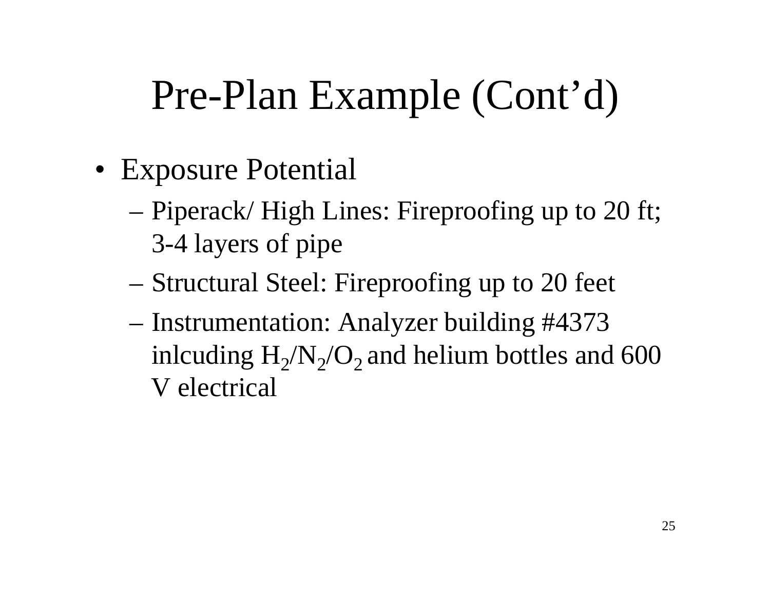# Pre-Plan Example (Cont'd)

- Exposure Potential
  - Piperack/ High Lines: Fireproofing up to 20 ft; 3-4 layers of pipe
  - Structural Steel: Fireproofing up to 20 feet
  - Instrumentation: Analyzer building #4373 inlcuding $H_2$/$N_2$/$O_2$ and helium bottles and 600 V electrical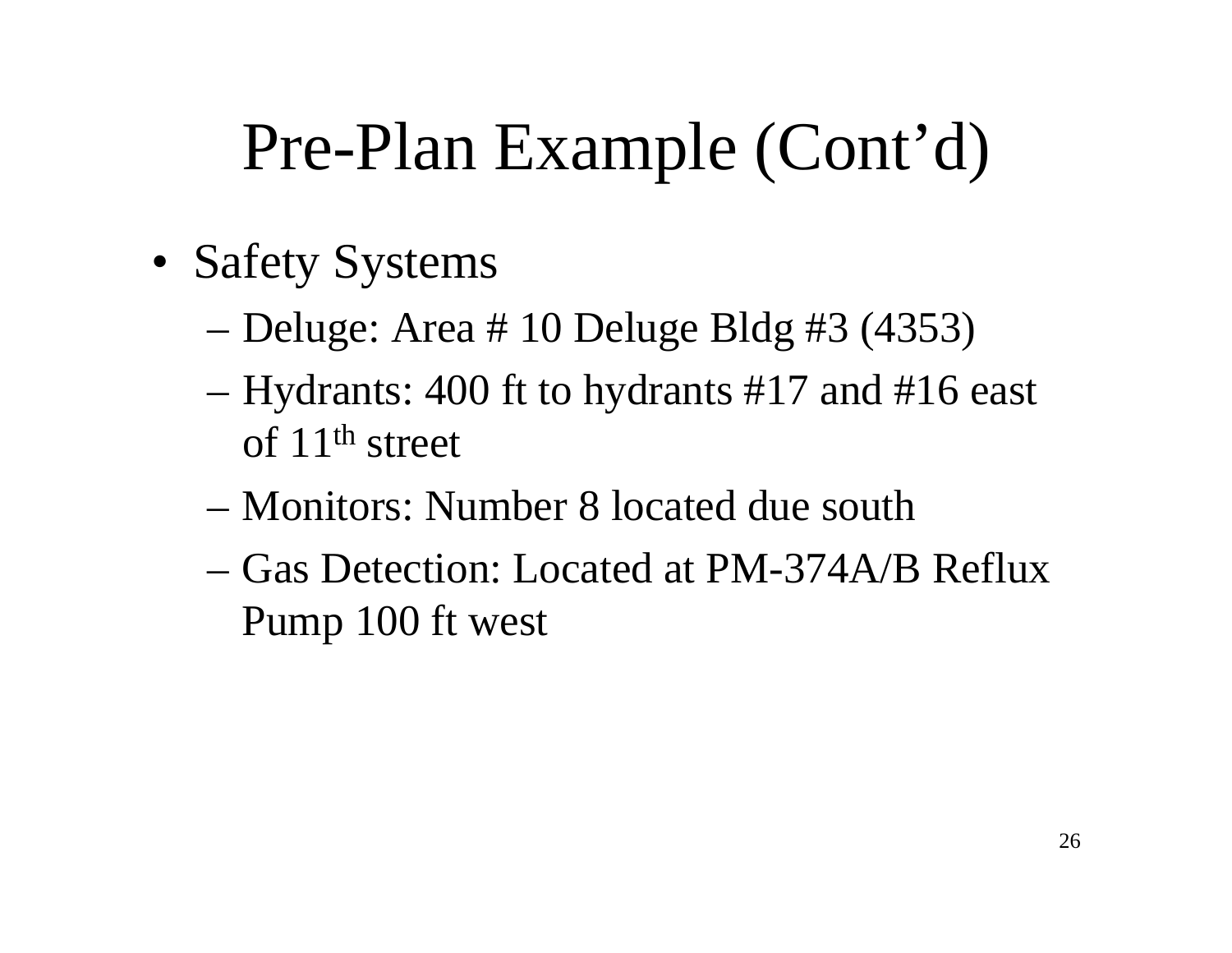# Pre-Plan Example (Cont'd)

- Safety Systems
  - Deluge: Area # 10 Deluge Bldg #3 (4353)
  - Hydrants: 400 ft to hydrants #17 and #16 east of 11th street
  - Monitors: Number 8 located due south
  - Gas Detection: Located at PM-374A/B Reflux Pump 100 ft west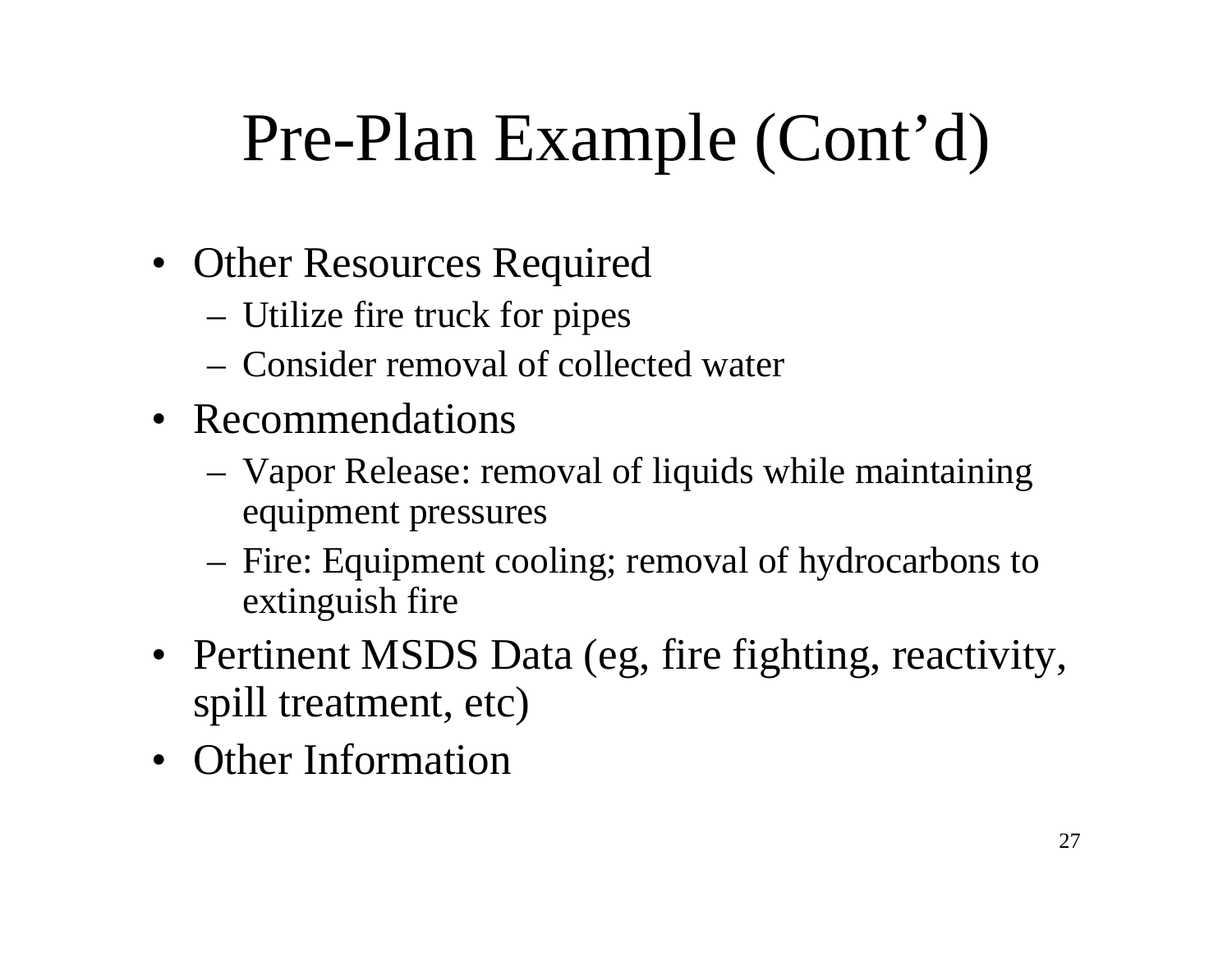# Pre-Plan Example (Cont'd)

- Other Resources Required
  - Utilize fire truck for pipes
  - Consider removal of collected water
- Recommendations
  - Vapor Release: removal of liquids while maintaining equipment pressures
  - Fire: Equipment cooling; removal of hydrocarbons to extinguish fire
- Pertinent MSDS Data (eg, fire fighting, reactivity, spill treatment, etc)
- Other Information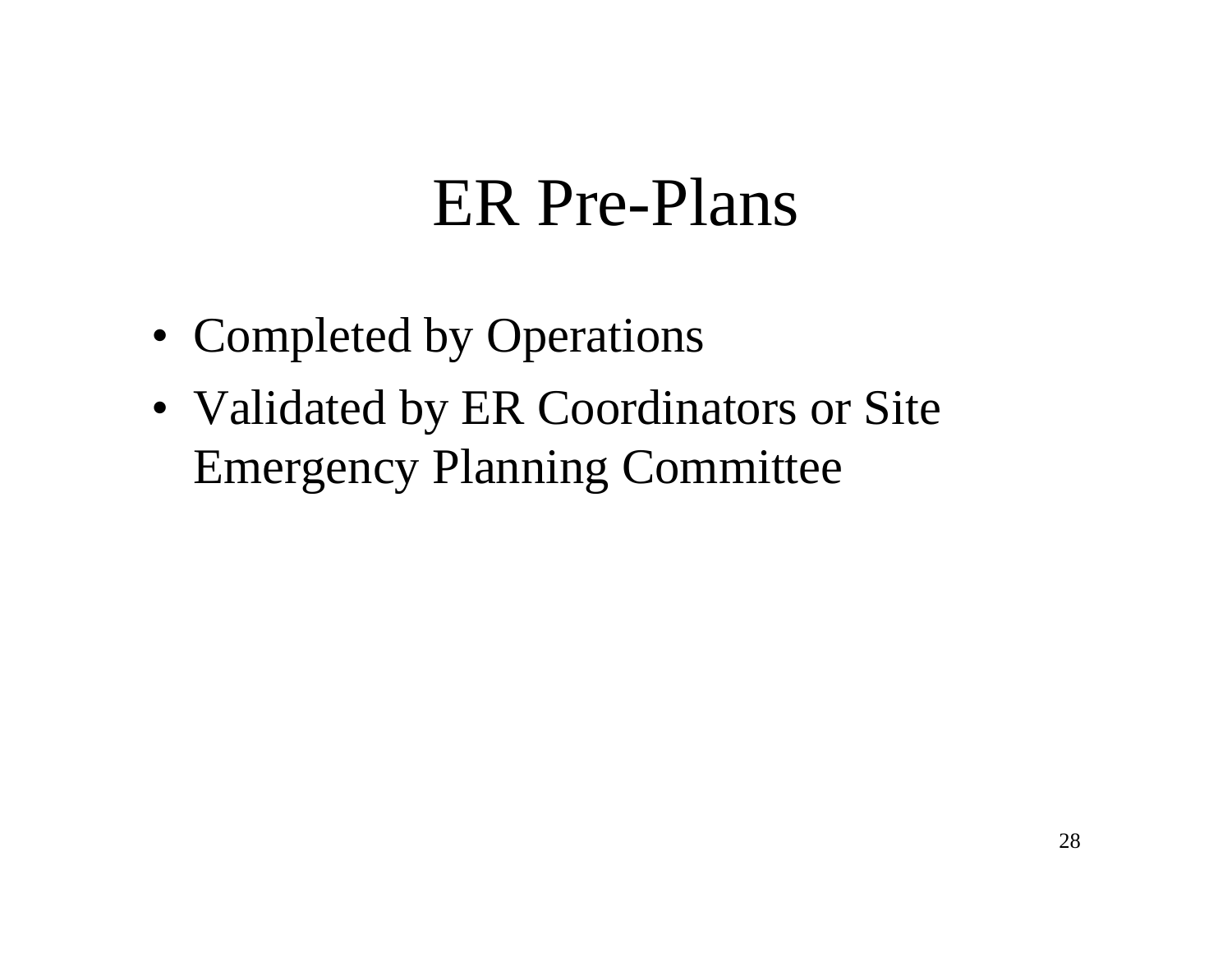# ER Pre-Plans

- Completed by Operations
- Validated by ER Coordinators or Site Emergency Planning Committee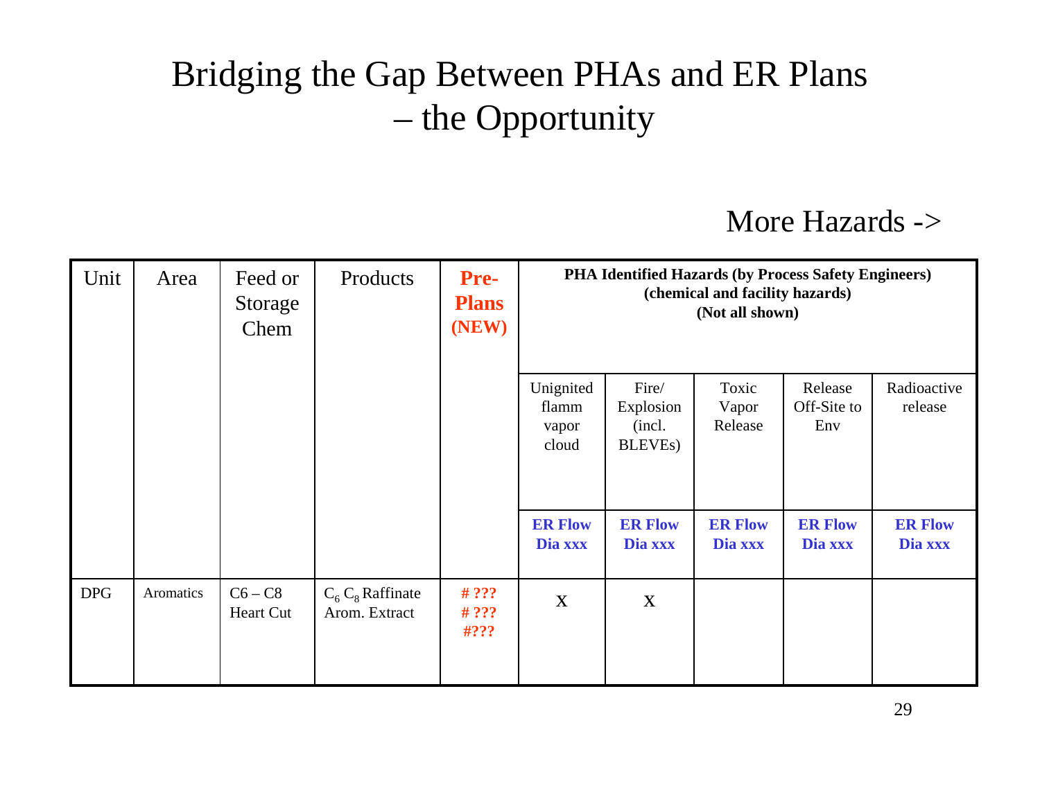# Bridging the Gap Between PHAs and ER Plans – the Opportunity

More Hazards ->

| Unit | Area | Feed or Storage Chem | Products | **Pre-Plans (NEW)** | **PHA Identified Hazards (by Process Safety Engineers) (chemical and facility hazards) (Not all shown)** | | | | |
|---|---|---|---|---|---|---|---|---|---|
| | | | | | Unignited flamm vapor cloud | Fire/ Explosion (incl. BLEVEs) | Toxic Vapor Release | Release Off-Site to Env | Radioactive release |
| | | | | | **ER Flow Dia xxx** | **ER Flow Dia xxx** | **ER Flow Dia xxx** | **ER Flow Dia xxx** | **ER Flow Dia xxx** |
| DPG | Aromatics | C6 – C8 Heart Cut | $C_6$ $C_8$ Raffinate Arom. Extract | **# ??? # ??? #???** | X | X | | | |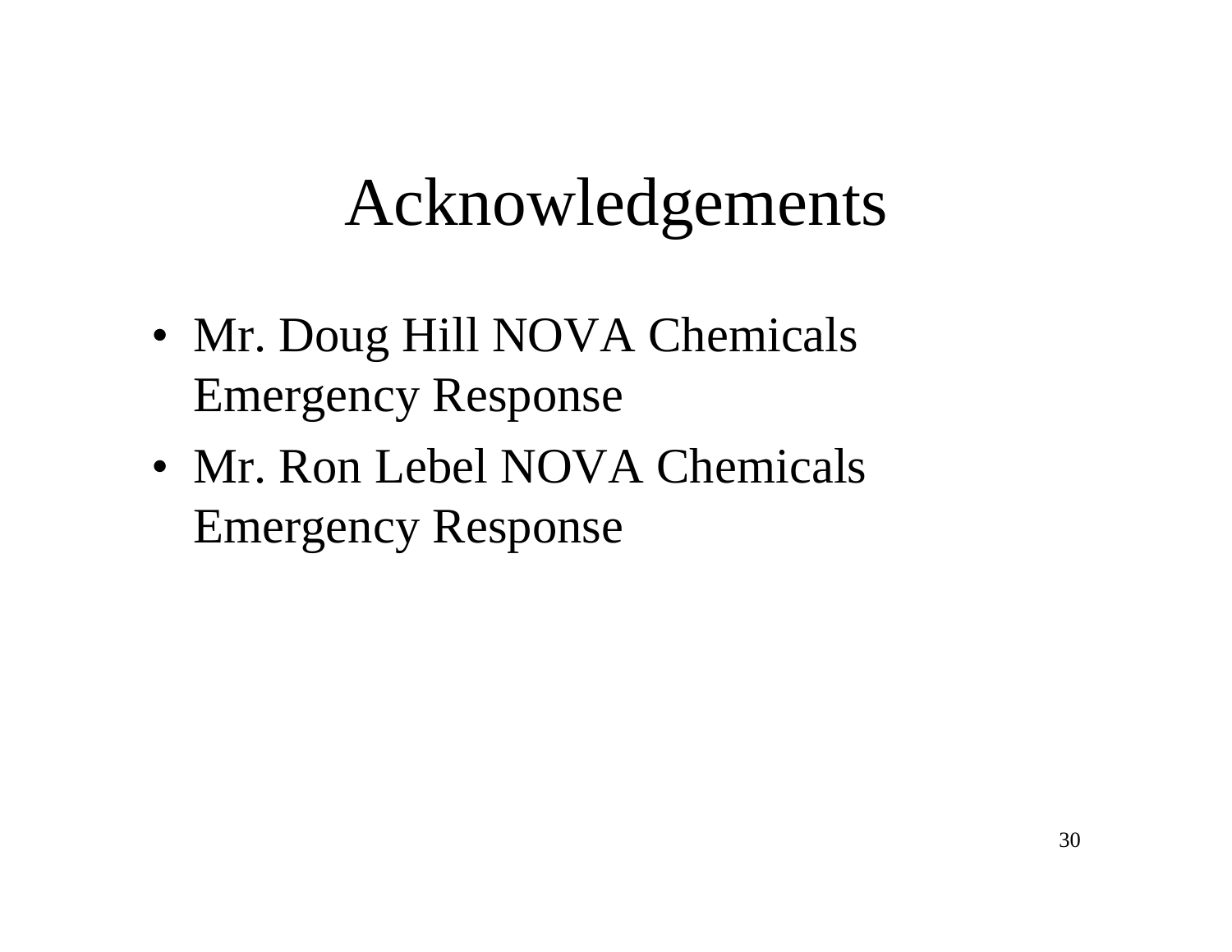# Acknowledgements

- Mr. Doug Hill NOVA Chemicals Emergency Response
- Mr. Ron Lebel NOVA Chemicals Emergency Response